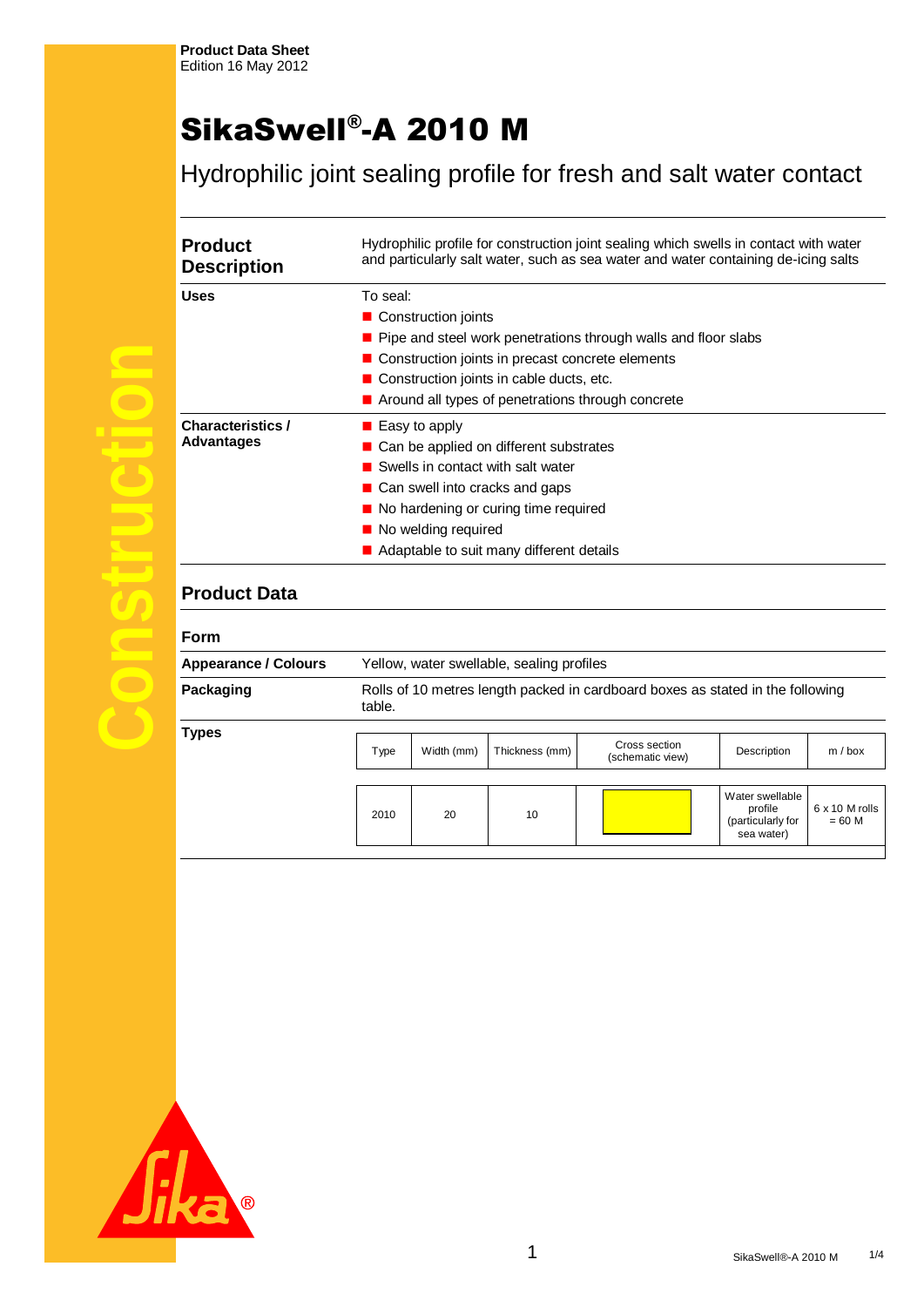Product Data Sheet
Edition 16 May 2012

# SikaSwell®-A 2010 M

## Hydrophilic joint sealing profile for fresh and salt water contact

### Product Description

Hydrophilic profile for construction joint sealing which swells in contact with water and particularly salt water, such as sea water and water containing de-icing salts

### Uses

To seal:

- Construction joints
- Pipe and steel work penetrations through walls and floor slabs
- Construction joints in precast concrete elements
- Construction joints in cable ducts, etc.
- Around all types of penetrations through concrete

### Characteristics / Advantages

- Easy to apply
- Can be applied on different substrates
- Swells in contact with salt water
- Can swell into cracks and gaps
- No hardening or curing time required
- No welding required
- Adaptable to suit many different details

## Product Data

### Form

**Appearance / Colours**

Yellow, water swellable, sealing profiles

**Packaging**

Rolls of 10 metres length packed in cardboard boxes as stated in the following table.

**Types**

| Type | Width (mm) | Thickness (mm) | Cross section (schematic view) | Description | m / box |
|---|---|---|---|---|---|
| 2010 | 20 | 10 | | Water swellable profile (particularly for sea water) | 6 x 10 M rolls = 60 M |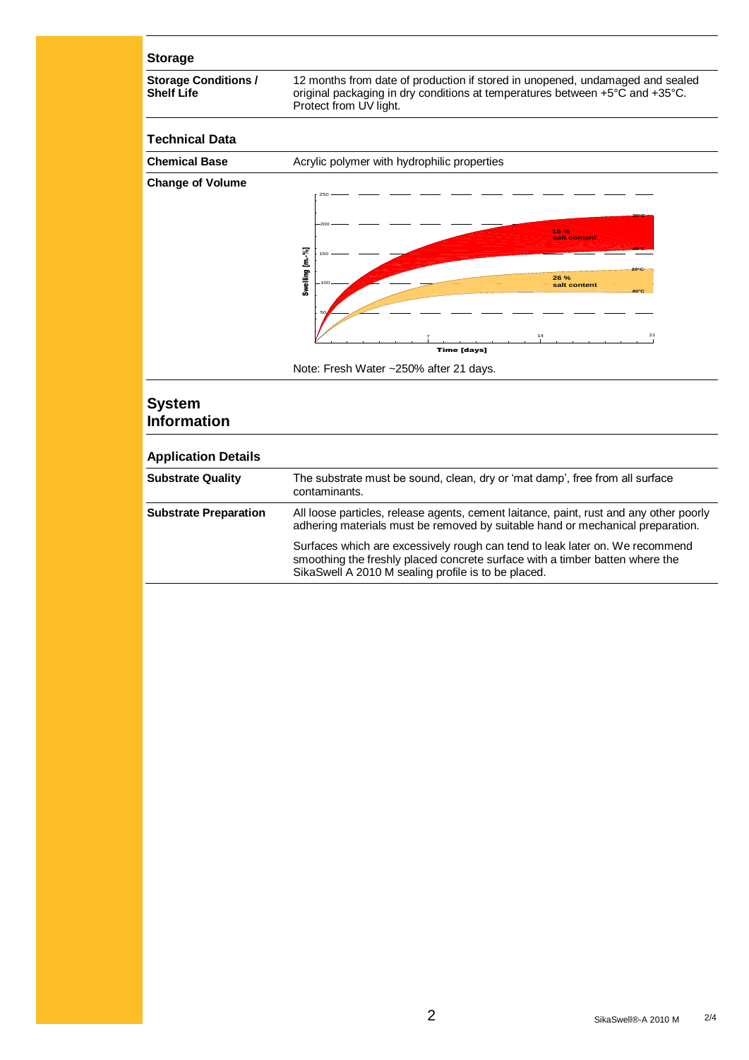## Storage

| | |
|---|---|
| **Storage Conditions / Shelf Life** | 12 months from date of production if stored in unopened, undamaged and sealed original packaging in dry conditions at temperatures between +5°C and +35°C. Protect from UV light. |

## Technical Data

| | |
|---|---|
| **Chemical Base** | Acrylic polymer with hydrophilic properties |
| **Change of Volume** | Note: Fresh Water ~250% after 21 days. |

# System Information

## Application Details

| | |
|---|---|
| **Substrate Quality** | The substrate must be sound, clean, dry or 'mat damp', free from all surface contaminants. |
| **Substrate Preparation** | All loose particles, release agents, cement laitance, paint, rust and any other poorly adhering materials must be removed by suitable hand or mechanical preparation. |
| | Surfaces which are excessively rough can tend to leak later on. We recommend smoothing the freshly placed concrete surface with a timber batten where the SikaSwell A 2010 M sealing profile is to be placed. |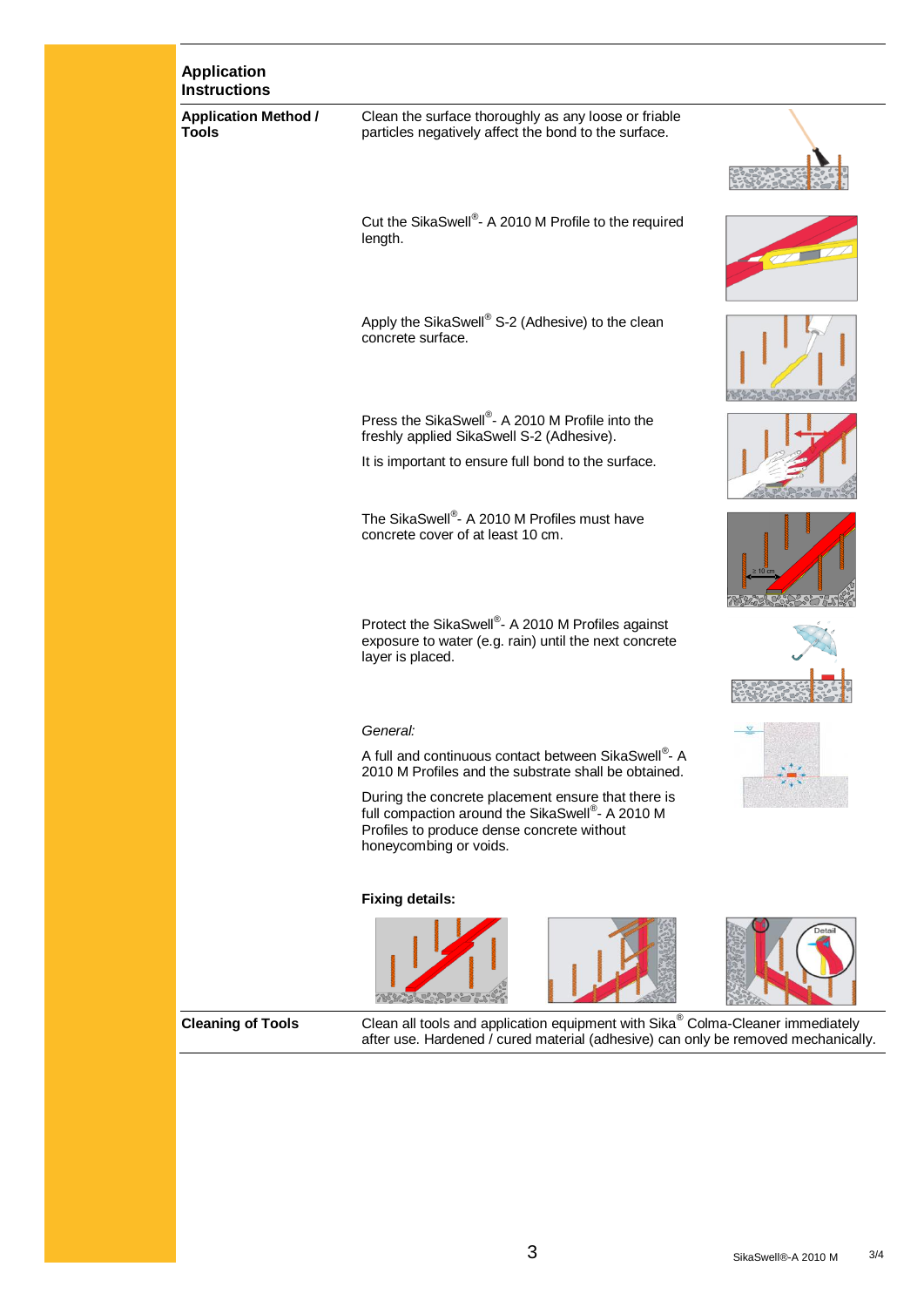## Application Instructions

### Application Method / Tools

Clean the surface thoroughly as any loose or friable particles negatively affect the bond to the surface.

Cut the SikaSwell®- A 2010 M Profile to the required length.

Apply the SikaSwell® S-2 (Adhesive) to the clean concrete surface.

Press the SikaSwell®- A 2010 M Profile into the freshly applied SikaSwell S-2 (Adhesive).

It is important to ensure full bond to the surface.

The SikaSwell®- A 2010 M Profiles must have concrete cover of at least 10 cm.

Protect the SikaSwell®- A 2010 M Profiles against exposure to water (e.g. rain) until the next concrete layer is placed.

*General:*

A full and continuous contact between SikaSwell®- A 2010 M Profiles and the substrate shall be obtained.

During the concrete placement ensure that there is full compaction around the SikaSwell®- A 2010 M Profiles to produce dense concrete without honeycombing or voids.

**Fixing details:**

### Cleaning of Tools

Clean all tools and application equipment with Sika® Colma-Cleaner immediately after use. Hardened / cured material (adhesive) can only be removed mechanically.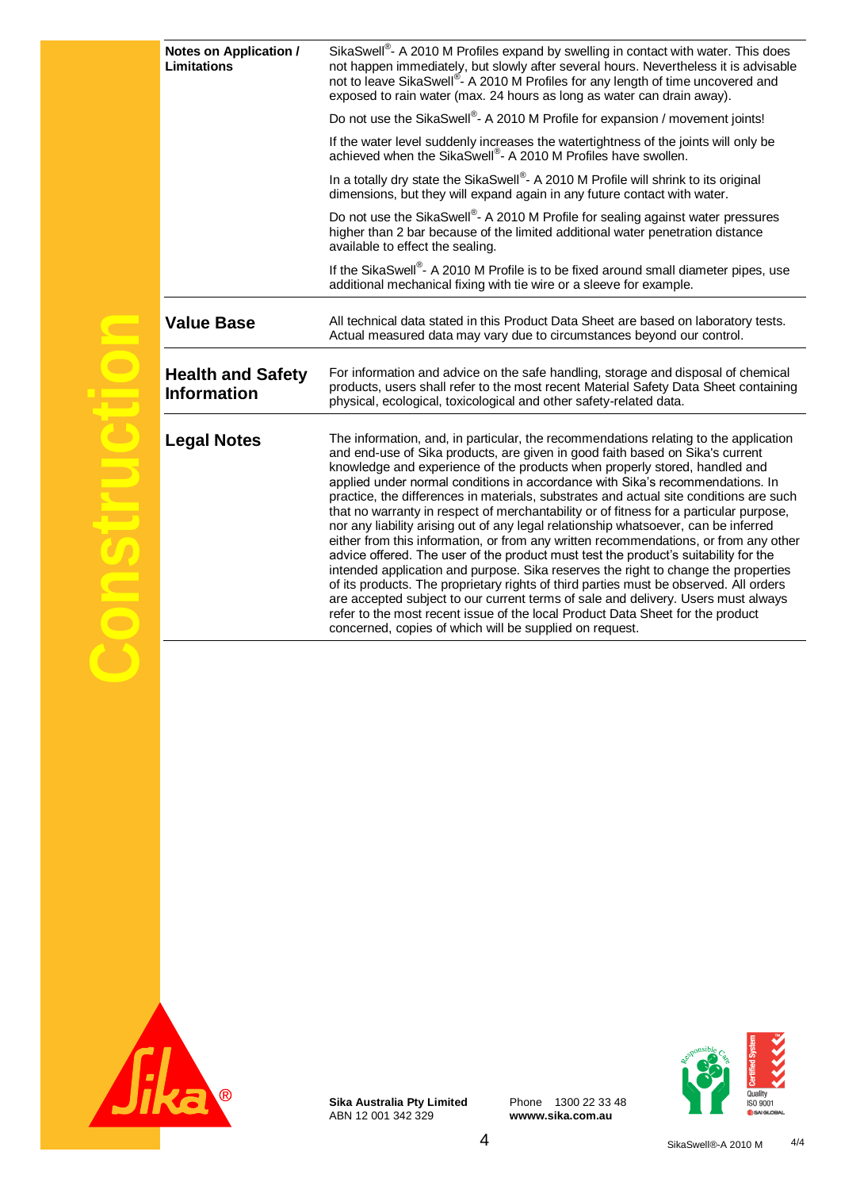## Notes on Application / Limitations

SikaSwell®- A 2010 M Profiles expand by swelling in contact with water. This does not happen immediately, but slowly after several hours. Nevertheless it is advisable not to leave SikaSwell®- A 2010 M Profiles for any length of time uncovered and exposed to rain water (max. 24 hours as long as water can drain away).

Do not use the SikaSwell®- A 2010 M Profile for expansion / movement joints!

If the water level suddenly increases the watertightness of the joints will only be achieved when the SikaSwell®- A 2010 M Profiles have swollen.

In a totally dry state the SikaSwell®- A 2010 M Profile will shrink to its original dimensions, but they will expand again in any future contact with water.

Do not use the SikaSwell®- A 2010 M Profile for sealing against water pressures higher than 2 bar because of the limited additional water penetration distance available to effect the sealing.

If the SikaSwell®- A 2010 M Profile is to be fixed around small diameter pipes, use additional mechanical fixing with tie wire or a sleeve for example.

## Value Base

All technical data stated in this Product Data Sheet are based on laboratory tests. Actual measured data may vary due to circumstances beyond our control.

## Health and Safety Information

For information and advice on the safe handling, storage and disposal of chemical products, users shall refer to the most recent Material Safety Data Sheet containing physical, ecological, toxicological and other safety-related data.

## Legal Notes

The information, and, in particular, the recommendations relating to the application and end-use of Sika products, are given in good faith based on Sika's current knowledge and experience of the products when properly stored, handled and applied under normal conditions in accordance with Sika's recommendations. In practice, the differences in materials, substrates and actual site conditions are such that no warranty in respect of merchantability or of fitness for a particular purpose, nor any liability arising out of any legal relationship whatsoever, can be inferred either from this information, or from any written recommendations, or from any other advice offered. The user of the product must test the product's suitability for the intended application and purpose. Sika reserves the right to change the properties of its products. The proprietary rights of third parties must be observed. All orders are accepted subject to our current terms of sale and delivery. Users must always refer to the most recent issue of the local Product Data Sheet for the product concerned, copies of which will be supplied on request.

**Sika Australia Pty Limited**
ABN 12 001 342 329

Phone 1300 22 33 48
**wwww.sika.com.au**